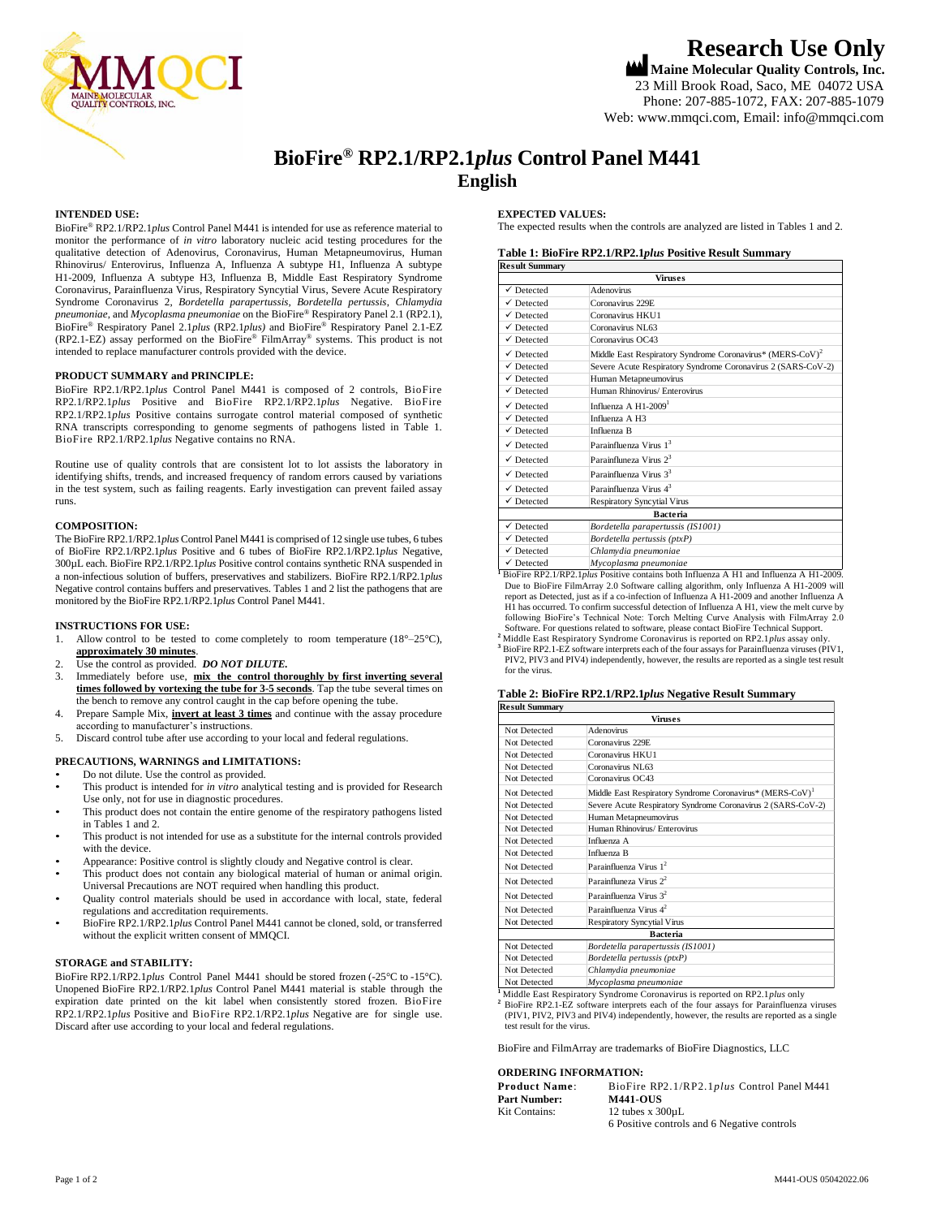# Research Use Only

**Maine Molecular Quality Controls, Inc.**
23 Mill Brook Road, Saco, ME 04072 USA
Phone: 207-885-1072, FAX: 207-885-1079
Web: www.mmqci.com, Email: info@mmqci.com

# BioFire® RP2.1/RP2.1*plus* Control Panel M441

## English

### INTENDED USE:

BioFire® RP2.1/RP2.1*plus* Control Panel M441 is intended for use as reference material to monitor the performance of *in vitro* laboratory nucleic acid testing procedures for the qualitative detection of Adenovirus, Coronavirus, Human Metapneumovirus, Human Rhinovirus/ Enterovirus, Influenza A, Influenza A subtype H1, Influenza A subtype H1-2009, Influenza A subtype H3, Influenza B, Middle East Respiratory Syndrome Coronavirus, Parainfluenza Virus, Respiratory Syncytial Virus, Severe Acute Respiratory Syndrome Coronavirus 2, *Bordetella parapertussis*, *Bordetella pertussis*, *Chlamydia pneumoniae*, and *Mycoplasma pneumoniae* on the BioFire® Respiratory Panel 2.1 (RP2.1), BioFire® Respiratory Panel 2.1*plus* (RP2.1*plus)* and BioFire® Respiratory Panel 2.1-EZ (RP2.1-EZ) assay performed on the BioFire® FilmArray® systems. This product is not intended to replace manufacturer controls provided with the device.

### PRODUCT SUMMARY and PRINCIPLE:

BioFire RP2.1/RP2.1*plus* Control Panel M441 is composed of 2 controls, BioFire RP2.1/RP2.1*plus* Positive and BioFire RP2.1/RP2.1*plus* Negative. BioFire RP2.1/RP2.1*plus* Positive contains surrogate control material composed of synthetic RNA transcripts corresponding to genome segments of pathogens listed in Table 1. BioFire RP2.1/RP2.1*plus* Negative contains no RNA.

Routine use of quality controls that are consistent lot to lot assists the laboratory in identifying shifts, trends, and increased frequency of random errors caused by variations in the test system, such as failing reagents. Early investigation can prevent failed assay runs.

### COMPOSITION:

The BioFire RP2.1/RP2.1*plus* Control Panel M441 is comprised of 12 single use tubes, 6 tubes of BioFire RP2.1/RP2.1*plus* Positive and 6 tubes of BioFire RP2.1/RP2.1*plus* Negative, 300µL each. BioFire RP2.1/RP2.1*plus* Positive control contains synthetic RNA suspended in a non-infectious solution of buffers, preservatives and stabilizers. BioFire RP2.1/RP2.1*plus* Negative control contains buffers and preservatives. Tables 1 and 2 list the pathogens that are monitored by the BioFire RP2.1/RP2.1*plus* Control Panel M441.

### INSTRUCTIONS FOR USE:

1. Allow control to be tested to come completely to room temperature (18°–25°C), **approximately 30 minutes**.
2. Use the control as provided. ***DO NOT DILUTE.***
3. Immediately before use, **mix the control thoroughly by first inverting several times followed by vortexing the tube for 3-5 seconds**. Tap the tube several times on the bench to remove any control caught in the cap before opening the tube.
4. Prepare Sample Mix, **invert at least 3 times** and continue with the assay procedure according to manufacturer's instructions.
5. Discard control tube after use according to your local and federal regulations.

### PRECAUTIONS, WARNINGS and LIMITATIONS:

- Do not dilute. Use the control as provided.
- This product is intended for *in vitro* analytical testing and is provided for Research Use only, not for use in diagnostic procedures.
- This product does not contain the entire genome of the respiratory pathogens listed in Tables 1 and 2.
- This product is not intended for use as a substitute for the internal controls provided with the device.
- Appearance: Positive control is slightly cloudy and Negative control is clear.
- This product does not contain any biological material of human or animal origin. Universal Precautions are NOT required when handling this product.
- Quality control materials should be used in accordance with local, state, federal regulations and accreditation requirements.
- BioFire RP2.1/RP2.1*plus* Control Panel M441 cannot be cloned, sold, or transferred without the explicit written consent of MMQCI.

### STORAGE and STABILITY:

BioFire RP2.1/RP2.1*plus* Control Panel M441 should be stored frozen (-25°C to -15°C). Unopened BioFire RP2.1/RP2.1*plus* Control Panel M441 material is stable through the expiration date printed on the kit label when consistently stored frozen. BioFire RP2.1/RP2.1*plus* Positive and BioFire RP2.1/RP2.1*plus* Negative are for single use. Discard after use according to your local and federal regulations.

### EXPECTED VALUES:

The expected results when the controls are analyzed are listed in Tables 1 and 2.

**Table 1: BioFire RP2.1/RP2.1*plus* Positive Result Summary**

| Result Summary | |
|---|---|
| | **Viruses** |
| ✓ Detected | Adenovirus |
| ✓ Detected | Coronavirus 229E |
| ✓ Detected | Coronavirus HKU1 |
| ✓ Detected | Coronavirus NL63 |
| ✓ Detected | Coronavirus OC43 |
| ✓ Detected | Middle East Respiratory Syndrome Coronavirus* (MERS-CoV)[2] |
| ✓ Detected | Severe Acute Respiratory Syndrome Coronavirus 2 (SARS-CoV-2) |
| ✓ Detected | Human Metapneumovirus |
| ✓ Detected | Human Rhinovirus/ Enterovirus |
| ✓ Detected | Influenza A H1-2009[1] |
| ✓ Detected | Influenza A H3 |
| ✓ Detected | Influenza B |
| ✓ Detected | Parainfluenza Virus 1[3] |
| ✓ Detected | Parainfluenza Virus 2[3] |
| ✓ Detected | Parainfluenza Virus 3[3] |
| ✓ Detected | Parainfluenza Virus 4[3] |
| ✓ Detected | Respiratory Syncytial Virus |
| | **Bacteria** |
| ✓ Detected | *Bordetella parapertussis (IS1001)* |
| ✓ Detected | *Bordetella pertussis (ptxP)* |
| ✓ Detected | *Chlamydia pneumoniae* |
| ✓ Detected | *Mycoplasma pneumoniae* |

[1] BioFire RP2.1/RP2.1*plus* Positive contains both Influenza A H1 and Influenza A H1-2009. Due to BioFire FilmArray 2.0 Software calling algorithm, only Influenza A H1-2009 will report as Detected, just as if a co-infection of Influenza A H1-2009 and another Influenza A H1 has occurred. To confirm successful detection of Influenza A H1, view the melt curve by following BioFire's Technical Note: Torch Melting Curve Analysis with FilmArray 2.0 Software. For questions related to software, please contact BioFire Technical Support.

[2] Middle East Respiratory Syndrome Coronavirus is reported on RP2.1*plus* assay only.

[3] BioFire RP2.1-EZ software interprets each of the four assays for Parainfluenza viruses (PIV1, PIV2, PIV3 and PIV4) independently, however, the results are reported as a single test result for the virus.

**Table 2: BioFire RP2.1/RP2.1*plus* Negative Result Summary**

| Result Summary | |
|---|---|
| | **Viruses** |
| Not Detected | Adenovirus |
| Not Detected | Coronavirus 229E |
| Not Detected | Coronavirus HKU1 |
| Not Detected | Coronavirus NL63 |
| Not Detected | Coronavirus OC43 |
| Not Detected | Middle East Respiratory Syndrome Coronavirus* (MERS-CoV)[1] |
| Not Detected | Severe Acute Respiratory Syndrome Coronavirus 2 (SARS-CoV-2) |
| Not Detected | Human Metapneumovirus |
| Not Detected | Human Rhinovirus/ Enterovirus |
| Not Detected | Influenza A |
| Not Detected | Influenza B |
| Not Detected | Parainfluenza Virus 1[2] |
| Not Detected | Parainfluenza Virus 2[2] |
| Not Detected | Parainfluenza Virus 3[2] |
| Not Detected | Parainfluenza Virus 4[2] |
| Not Detected | Respiratory Syncytial Virus |
| | **Bacteria** |
| Not Detected | *Bordetella parapertussis (IS1001)* |
| Not Detected | *Bordetella pertussis (ptxP)* |
| Not Detected | *Chlamydia pneumoniae* |
| Not Detected | *Mycoplasma pneumoniae* |

[1] Middle East Respiratory Syndrome Coronavirus is reported on RP2.1*plus* only

[2] BioFire RP2.1-EZ software interprets each of the four assays for Parainfluenza viruses (PIV1, PIV2, PIV3 and PIV4) independently, however, the results are reported as a single test result for the virus.

BioFire and FilmArray are trademarks of BioFire Diagnostics, LLC

### ORDERING INFORMATION:

**Product Name**: BioFire RP2.1/RP2.1*plus* Control Panel M441
**Part Number:** **M441-OUS**
Kit Contains: 12 tubes x 300µL
6 Positive controls and 6 Negative controls

M441-OUS 05042022.06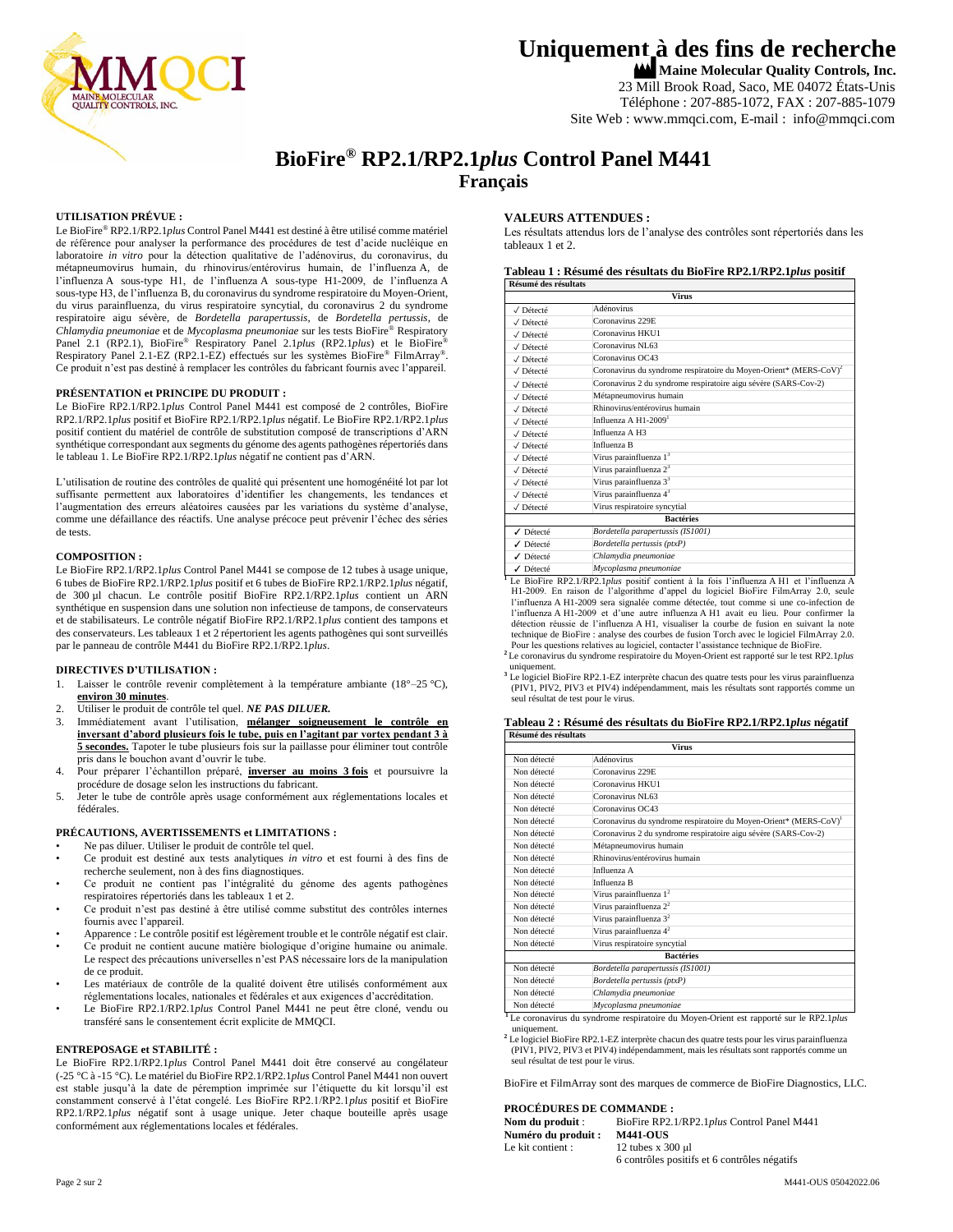# Uniquement à des fins de recherche

**Maine Molecular Quality Controls, Inc.**
23 Mill Brook Road, Saco, ME 04072 États-Unis
Téléphone : 207-885-1072, FAX : 207-885-1079
Site Web : www.mmqci.com, E-mail : info@mmqci.com

# BioFire® RP2.1/RP2.1*plus* Control Panel M441
## Français

### UTILISATION PRÉVUE :

Le BioFire® RP2.1/RP2.1*plus* Control Panel M441 est destiné à être utilisé comme matériel de référence pour analyser la performance des procédures de test d'acide nucléique en laboratoire *in vitro* pour la détection qualitative de l'adénovirus, du coronavirus, du métapneumovirus humain, du rhinovirus/entérovirus humain, de l'influenza A, de l'influenza A sous-type H1, de l'influenza A sous-type H1-2009, de l'influenza A sous-type H3, de l'influenza B, du coronavirus du syndrome respiratoire du Moyen-Orient, du virus parainfluenza, du virus respiratoire syncytial, du coronavirus 2 du syndrome respiratoire aigu sévère, de *Bordetella parapertussis*, de *Bordetella pertussis*, de *Chlamydia pneumoniae* et de *Mycoplasma pneumoniae* sur les tests BioFire® Respiratory Panel 2.1 (RP2.1), BioFire® Respiratory Panel 2.1*plus* (RP2.1*plus*) et le BioFire® Respiratory Panel 2.1-EZ (RP2.1-EZ) effectués sur les systèmes BioFire® FilmArray®. Ce produit n'est pas destiné à remplacer les contrôles du fabricant fournis avec l'appareil.

### PRÉSENTATION et PRINCIPE DU PRODUIT :

Le BioFire RP2.1/RP2.1*plus* Control Panel M441 est composé de 2 contrôles, BioFire RP2.1/RP2.1*plus* positif et BioFire RP2.1/RP2.1*plus* négatif. Le BioFire RP2.1/RP2.1*plus* positif contient du matériel de contrôle de substitution composé de transcriptions d'ARN synthétique correspondant aux segments du génome des agents pathogènes répertoriés dans le tableau 1. Le BioFire RP2.1/RP2.1*plus* négatif ne contient pas d'ARN.

L'utilisation de routine des contrôles de qualité qui présentent une homogénéité lot par lot suffisante permettent aux laboratoires d'identifier les changements, les tendances et l'augmentation des erreurs aléatoires causées par les variations du système d'analyse, comme une défaillance des réactifs. Une analyse précoce peut prévenir l'échec des séries de tests.

### COMPOSITION :

Le BioFire RP2.1/RP2.1*plus* Control Panel M441 se compose de 12 tubes à usage unique, 6 tubes de BioFire RP2.1/RP2.1*plus* positif et 6 tubes de BioFire RP2.1/RP2.1*plus* négatif, de 300 µl chacun. Le contrôle positif BioFire RP2.1/RP2.1*plus* contient un ARN synthétique en suspension dans une solution non infectieuse de tampons, de conservateurs et de stabilisateurs. Le contrôle négatif BioFire RP2.1/RP2.1*plus* contient des tampons et des conservateurs. Les tableaux 1 et 2 répertorient les agents pathogènes qui sont surveillés par le panneau de contrôle M441 du BioFire RP2.1/RP2.1*plus*.

### DIRECTIVES D'UTILISATION :

1. Laisser le contrôle revenir complètement à la température ambiante (18°–25 °C), **environ 30 minutes**.
2. Utiliser le produit de contrôle tel quel. ***NE PAS DILUER.***
3. Immédiatement avant l'utilisation, **mélanger soigneusement le contrôle en inversant d'abord plusieurs fois le tube, puis en l'agitant par vortex pendant 3 à 5 secondes.** Tapoter le tube plusieurs fois sur la paillasse pour éliminer tout contrôle pris dans le bouchon avant d'ouvrir le tube.
4. Pour préparer l'échantillon préparé, **inverser au moins 3 fois** et poursuivre la procédure de dosage selon les instructions du fabricant.
5. Jeter le tube de contrôle après usage conformément aux réglementations locales et fédérales.

### PRÉCAUTIONS, AVERTISSEMENTS et LIMITATIONS :

- Ne pas diluer. Utiliser le produit de contrôle tel quel.
- Ce produit est destiné aux tests analytiques *in vitro* et est fourni à des fins de recherche seulement, non à des fins diagnostiques.
- Ce produit ne contient pas l'intégralité du génome des agents pathogènes respiratoires répertoriés dans les tableaux 1 et 2.
- Ce produit n'est pas destiné à être utilisé comme substitut des contrôles internes fournis avec l'appareil.
- Apparence : Le contrôle positif est légèrement trouble et le contrôle négatif est clair.
- Ce produit ne contient aucune matière biologique d'origine humaine ou animale. Le respect des précautions universelles n'est PAS nécessaire lors de la manipulation de ce produit.
- Les matériaux de contrôle de la qualité doivent être utilisés conformément aux réglementations locales, nationales et fédérales et aux exigences d'accréditation.
- Le BioFire RP2.1/RP2.1*plus* Control Panel M441 ne peut être cloné, vendu ou transféré sans le consentement écrit explicite de MMQCI.

### ENTREPOSAGE et STABILITÉ :

Le BioFire RP2.1/RP2.1*plus* Control Panel M441 doit être conservé au congélateur (-25 °C à -15 °C). Le matériel du BioFire RP2.1/RP2.1*plus* Control Panel M441 non ouvert est stable jusqu'à la date de péremption imprimée sur l'étiquette du kit lorsqu'il est constamment conservé à l'état congelé. Les BioFire RP2.1/RP2.1*plus* positif et BioFire RP2.1/RP2.1*plus* négatif sont à usage unique. Jeter chaque bouteille après usage conformément aux réglementations locales et fédérales.

### VALEURS ATTENDUES :

Les résultats attendus lors de l'analyse des contrôles sont répertoriés dans les tableaux 1 et 2.

**Tableau 1 : Résumé des résultats du BioFire RP2.1/RP2.1*plus* positif**

| Résumé des résultats | |
|---|---|
| | **Virus** |
| ✓ Détecté | Adénovirus |
| ✓ Détecté | Coronavirus 229E |
| ✓ Détecté | Coronavirus HKU1 |
| ✓ Détecté | Coronavirus NL63 |
| ✓ Détecté | Coronavirus OC43 |
| ✓ Détecté | Coronavirus du syndrome respiratoire du Moyen-Orient* (MERS-CoV)[2] |
| ✓ Détecté | Coronavirus 2 du syndrome respiratoire aigu sévère (SARS-Cov-2) |
| ✓ Détecté | Métapneumovirus humain |
| ✓ Détecté | Rhinovirus/entérovirus humain |
| ✓ Détecté | Influenza A H1-2009[1] |
| ✓ Détecté | Influenza A H3 |
| ✓ Détecté | Influenza B |
| ✓ Détecté | Virus parainfluenza 1[3] |
| ✓ Détecté | Virus parainfluenza 2[3] |
| ✓ Détecté | Virus parainfluenza 3[3] |
| ✓ Détecté | Virus parainfluenza 4[3] |
| ✓ Détecté | Virus respiratoire syncytial |
| | **Bactéries** |
| ✓ Détecté | *Bordetella parapertussis (IS1001)* |
| ✓ Détecté | *Bordetella pertussis (ptxP)* |
| ✓ Détecté | *Chlamydia pneumoniae* |
| ✓ Détecté | *Mycoplasma pneumoniae* |

[1] Le BioFire RP2.1/RP2.1*plus* positif contient à la fois l'influenza A H1 et l'influenza A H1-2009. En raison de l'algorithme d'appel du logiciel BioFire FilmArray 2.0, seule l'influenza A H1-2009 sera signalée comme détectée, tout comme si une co-infection de l'influenza A H1-2009 et d'une autre influenza A H1 avait eu lieu. Pour confirmer la détection réussie de l'influenza A H1, visualiser la courbe de fusion en suivant la note technique de BioFire : analyse des courbes de fusion Torch avec le logiciel FilmArray 2.0. Pour les questions relatives au logiciel, contacter l'assistance technique de BioFire.

[2] Le coronavirus du syndrome respiratoire du Moyen-Orient est rapporté sur le test RP2.1*plus* uniquement.

[3] Le logiciel BioFire RP2.1-EZ interprète chacun des quatre tests pour les virus parainfluenza (PIV1, PIV2, PIV3 et PIV4) indépendamment, mais les résultats sont rapportés comme un seul résultat de test pour le virus.

**Tableau 2 : Résumé des résultats du BioFire RP2.1/RP2.1*plus* négatif**

| Résumé des résultats | |
|---|---|
| | **Virus** |
| Non détecté | Adénovirus |
| Non détecté | Coronavirus 229E |
| Non détecté | Coronavirus HKU1 |
| Non détecté | Coronavirus NL63 |
| Non détecté | Coronavirus OC43 |
| Non détecté | Coronavirus du syndrome respiratoire du Moyen-Orient* (MERS-CoV)[1] |
| Non détecté | Coronavirus 2 du syndrome respiratoire aigu sévère (SARS-Cov-2) |
| Non détecté | Métapneumovirus humain |
| Non détecté | Rhinovirus/entérovirus humain |
| Non détecté | Influenza A |
| Non détecté | Influenza B |
| Non détecté | Virus parainfluenza 1[2] |
| Non détecté | Virus parainfluenza 2[2] |
| Non détecté | Virus parainfluenza 3[2] |
| Non détecté | Virus parainfluenza 4[2] |
| Non détecté | Virus respiratoire syncytial |
| | **Bactéries** |
| Non détecté | *Bordetella parapertussis (IS1001)* |
| Non détecté | *Bordetella pertussis (ptxP)* |
| Non détecté | *Chlamydia pneumoniae* |
| Non détecté | *Mycoplasma pneumoniae* |

[1] Le coronavirus du syndrome respiratoire du Moyen-Orient est rapporté sur le RP2.1*plus* uniquement.

[2] Le logiciel BioFire RP2.1-EZ interprète chacun des quatre tests pour les virus parainfluenza (PIV1, PIV2, PIV3 et PIV4) indépendamment, mais les résultats sont rapportés comme un seul résultat de test pour le virus.

BioFire et FilmArray sont des marques de commerce de BioFire Diagnostics, LLC.

### PROCÉDURES DE COMMANDE :

| | |
|---|---|
| **Nom du produit** : | BioFire RP2.1/RP2.1*plus* Control Panel M441 |
| **Numéro du produit :** | **M441-OUS** |
| Le kit contient : | 12 tubes x 300 µl<br>6 contrôles positifs et 6 contrôles négatifs |

M441-OUS 05042022.06